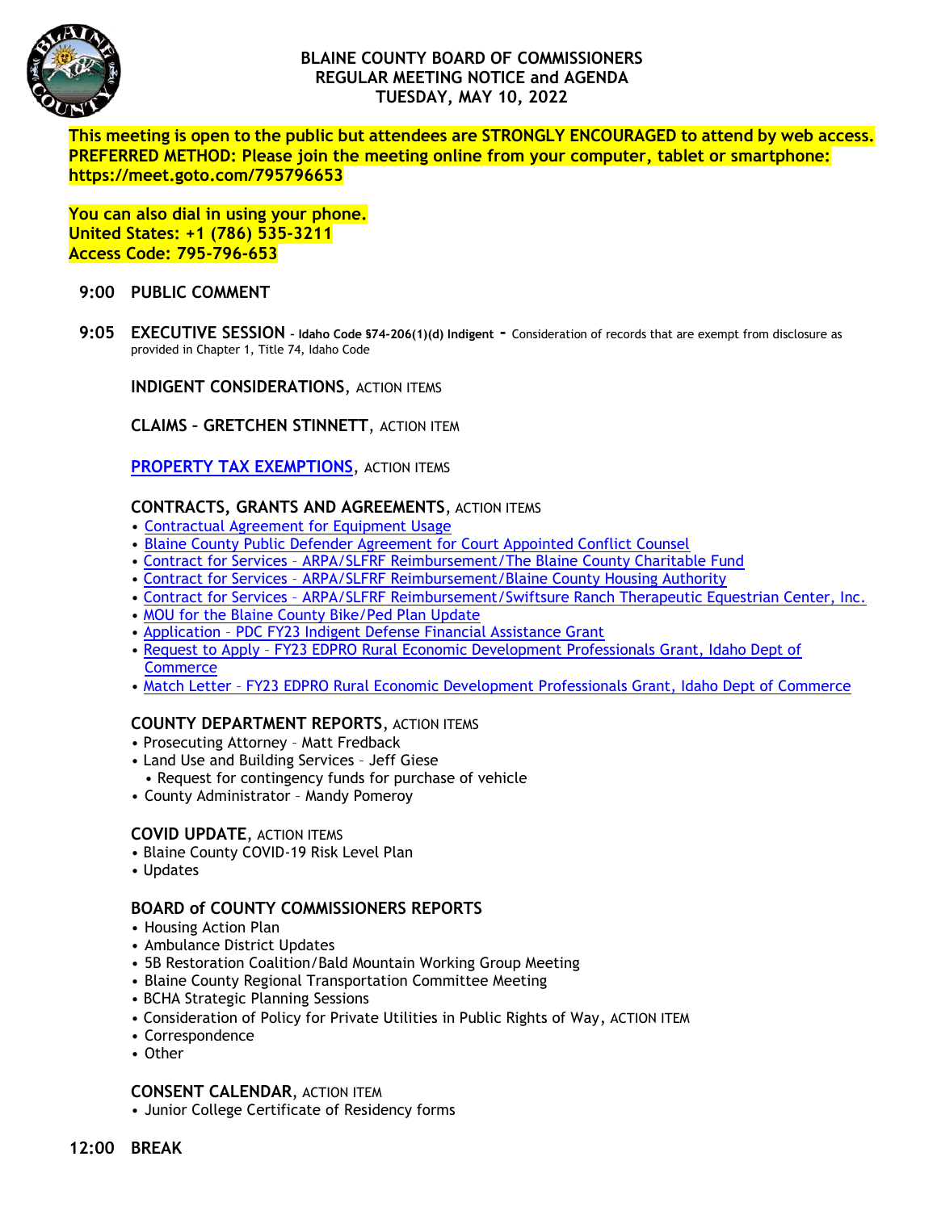# BLAINE COUNTY BOARD OF COMMISSIONERS
## REGULAR MEETING NOTICE and AGENDA
## TUESDAY, MAY 10, 2022

**This meeting is open to the public but attendees are STRONGLY ENCOURAGED to attend by web access.**
**PREFERRED METHOD: Please join the meeting online from your computer, tablet or smartphone:**
**https://meet.goto.com/795796653**

**You can also dial in using your phone.**
**United States: +1 (786) 535-3211**
**Access Code: 795-796-653**

**9:00 PUBLIC COMMENT**

**9:05 EXECUTIVE SESSION** – **Idaho Code §74-206(1)(d) Indigent** - Consideration of records that are exempt from disclosure as provided in Chapter 1, Title 74, Idaho Code

**INDIGENT CONSIDERATIONS**, ACTION ITEMS

**CLAIMS – GRETCHEN STINNETT**, ACTION ITEM

**PROPERTY TAX EXEMPTIONS**, ACTION ITEMS

**CONTRACTS, GRANTS AND AGREEMENTS**, ACTION ITEMS

- Contractual Agreement for Equipment Usage
- Blaine County Public Defender Agreement for Court Appointed Conflict Counsel
- Contract for Services – ARPA/SLFRF Reimbursement/The Blaine County Charitable Fund
- Contract for Services – ARPA/SLFRF Reimbursement/Blaine County Housing Authority
- Contract for Services – ARPA/SLFRF Reimbursement/Swiftsure Ranch Therapeutic Equestrian Center, Inc.
- MOU for the Blaine County Bike/Ped Plan Update
- Application – PDC FY23 Indigent Defense Financial Assistance Grant
- Request to Apply – FY23 EDPRO Rural Economic Development Professionals Grant, Idaho Dept of Commerce
- Match Letter – FY23 EDPRO Rural Economic Development Professionals Grant, Idaho Dept of Commerce

**COUNTY DEPARTMENT REPORTS**, ACTION ITEMS

- Prosecuting Attorney – Matt Fredback
- Land Use and Building Services – Jeff Giese
  - Request for contingency funds for purchase of vehicle
- County Administrator – Mandy Pomeroy

**COVID UPDATE**, ACTION ITEMS

- Blaine County COVID-19 Risk Level Plan
- Updates

**BOARD of COUNTY COMMISSIONERS REPORTS**

- Housing Action Plan
- Ambulance District Updates
- 5B Restoration Coalition/Bald Mountain Working Group Meeting
- Blaine County Regional Transportation Committee Meeting
- BCHA Strategic Planning Sessions
- Consideration of Policy for Private Utilities in Public Rights of Way, ACTION ITEM
- Correspondence
- Other

**CONSENT CALENDAR**, ACTION ITEM

- Junior College Certificate of Residency forms

**12:00 BREAK**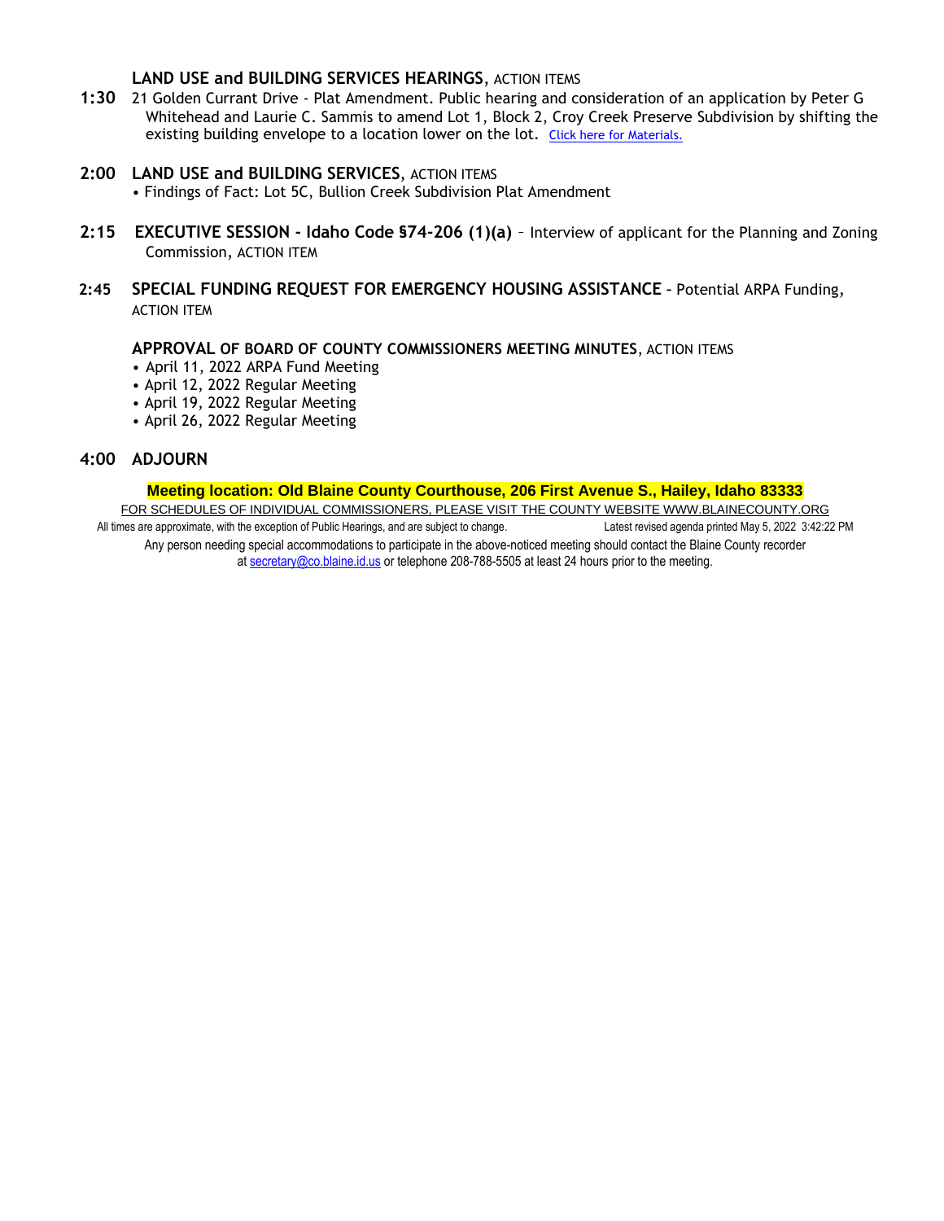**LAND USE and BUILDING SERVICES HEARINGS**, ACTION ITEMS

**1:30** 21 Golden Currant Drive - Plat Amendment. Public hearing and consideration of an application by Peter G Whitehead and Laurie C. Sammis to amend Lot 1, Block 2, Croy Creek Preserve Subdivision by shifting the existing building envelope to a location lower on the lot. Click here for Materials.

**2:00 LAND USE and BUILDING SERVICES**, ACTION ITEMS

- Findings of Fact: Lot 5C, Bullion Creek Subdivision Plat Amendment

**2:15 EXECUTIVE SESSION - Idaho Code §74-206 (1)(a)** – Interview of applicant for the Planning and Zoning Commission, ACTION ITEM

**2:45 SPECIAL FUNDING REQUEST FOR EMERGENCY HOUSING ASSISTANCE** – Potential ARPA Funding, ACTION ITEM

**APPROVAL OF BOARD OF COUNTY COMMISSIONERS MEETING MINUTES**, ACTION ITEMS

- April 11, 2022 ARPA Fund Meeting
- April 12, 2022 Regular Meeting
- April 19, 2022 Regular Meeting
- April 26, 2022 Regular Meeting

**4:00 ADJOURN**

**Meeting location: Old Blaine County Courthouse, 206 First Avenue S., Hailey, Idaho 83333**

FOR SCHEDULES OF INDIVIDUAL COMMISSIONERS, PLEASE VISIT THE COUNTY WEBSITE WWW.BLAINECOUNTY.ORG

All times are approximate, with the exception of Public Hearings, and are subject to change. Latest revised agenda printed May 5, 2022 3:42:22 PM

Any person needing special accommodations to participate in the above-noticed meeting should contact the Blaine County recorder at secretary@co.blaine.id.us or telephone 208-788-5505 at least 24 hours prior to the meeting.